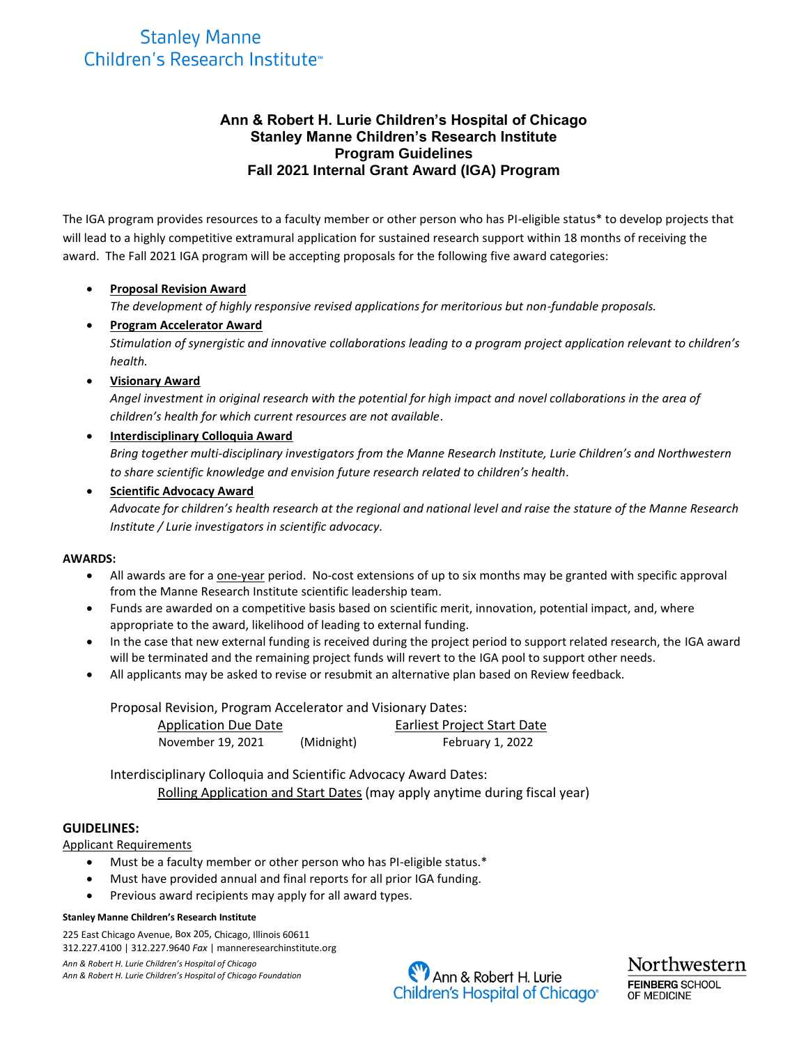Stanley Manne Children's Research Institute™

# Ann & Robert H. Lurie Children's Hospital of Chicago
# Stanley Manne Children's Research Institute
# Program Guidelines
# Fall 2021 Internal Grant Award (IGA) Program

The IGA program provides resources to a faculty member or other person who has PI-eligible status* to develop projects that will lead to a highly competitive extramural application for sustained research support within 18 months of receiving the award. The Fall 2021 IGA program will be accepting proposals for the following five award categories:

- **Proposal Revision Award**
  *The development of highly responsive revised applications for meritorious but non-fundable proposals.*
- **Program Accelerator Award**
  *Stimulation of synergistic and innovative collaborations leading to a program project application relevant to children's health.*
- **Visionary Award**
  *Angel investment in original research with the potential for high impact and novel collaborations in the area of children's health for which current resources are not available.*
- **Interdisciplinary Colloquia Award**
  *Bring together multi-disciplinary investigators from the Manne Research Institute, Lurie Children's and Northwestern to share scientific knowledge and envision future research related to children's health.*
- **Scientific Advocacy Award**
  *Advocate for children's health research at the regional and national level and raise the stature of the Manne Research Institute / Lurie investigators in scientific advocacy.*

**AWARDS:**

- All awards are for a one-year period. No-cost extensions of up to six months may be granted with specific approval from the Manne Research Institute scientific leadership team.
- Funds are awarded on a competitive basis based on scientific merit, innovation, potential impact, and, where appropriate to the award, likelihood of leading to external funding.
- In the case that new external funding is received during the project period to support related research, the IGA award will be terminated and the remaining project funds will revert to the IGA pool to support other needs.
- All applicants may be asked to revise or resubmit an alternative plan based on Review feedback.

Proposal Revision, Program Accelerator and Visionary Dates:

| Application Due Date | | Earliest Project Start Date |
|---|---|---|
| November 19, 2021 | (Midnight) | February 1, 2022 |

Interdisciplinary Colloquia and Scientific Advocacy Award Dates:
Rolling Application and Start Dates (may apply anytime during fiscal year)

**GUIDELINES:**

Applicant Requirements

- Must be a faculty member or other person who has PI-eligible status.*
- Must have provided annual and final reports for all prior IGA funding.
- Previous award recipients may apply for all award types.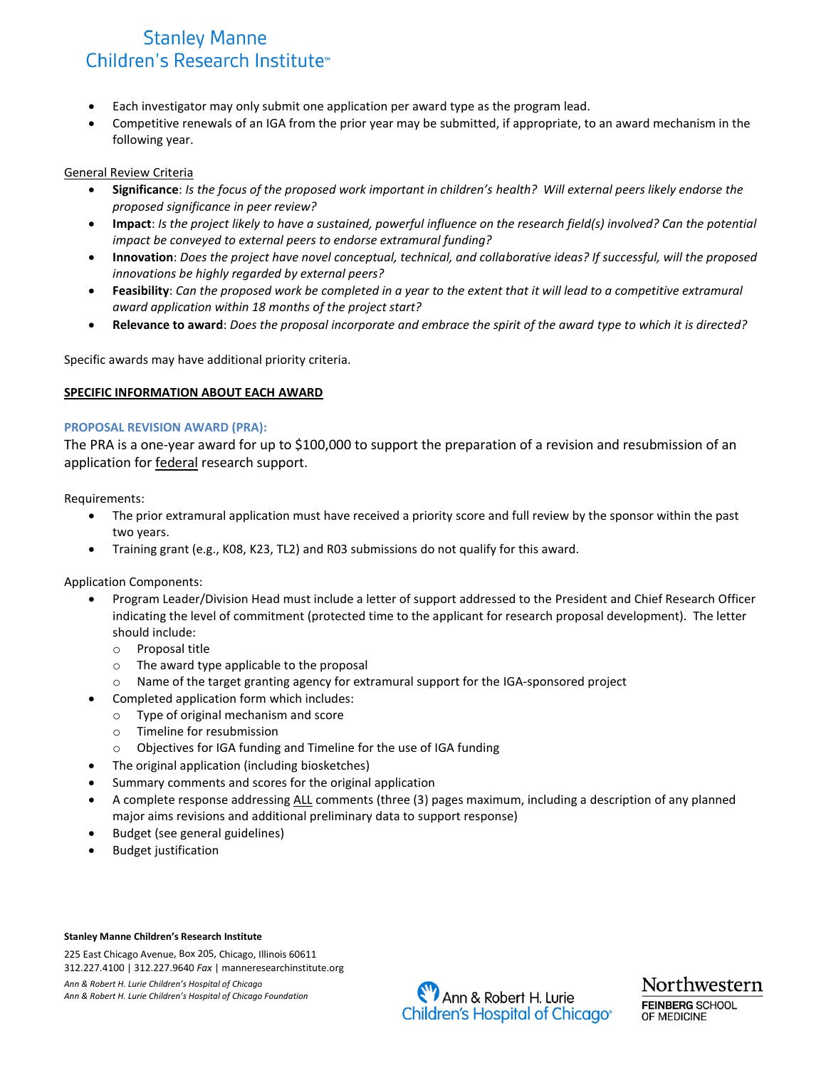- Each investigator may only submit one application per award type as the program lead.
- Competitive renewals of an IGA from the prior year may be submitted, if appropriate, to an award mechanism in the following year.

General Review Criteria

- **Significance**: *Is the focus of the proposed work important in children's health? Will external peers likely endorse the proposed significance in peer review?*
- **Impact**: *Is the project likely to have a sustained, powerful influence on the research field(s) involved? Can the potential impact be conveyed to external peers to endorse extramural funding?*
- **Innovation**: *Does the project have novel conceptual, technical, and collaborative ideas? If successful, will the proposed innovations be highly regarded by external peers?*
- **Feasibility**: *Can the proposed work be completed in a year to the extent that it will lead to a competitive extramural award application within 18 months of the project start?*
- **Relevance to award**: *Does the proposal incorporate and embrace the spirit of the award type to which it is directed?*

Specific awards may have additional priority criteria.

## SPECIFIC INFORMATION ABOUT EACH AWARD

### PROPOSAL REVISION AWARD (PRA):

The PRA is a one-year award for up to $100,000 to support the preparation of a revision and resubmission of an application for federal research support.

Requirements:

- The prior extramural application must have received a priority score and full review by the sponsor within the past two years.
- Training grant (e.g., K08, K23, TL2) and R03 submissions do not qualify for this award.

Application Components:

- Program Leader/Division Head must include a letter of support addressed to the President and Chief Research Officer indicating the level of commitment (protected time to the applicant for research proposal development). The letter should include:
  - Proposal title
  - The award type applicable to the proposal
  - Name of the target granting agency for extramural support for the IGA-sponsored project
- Completed application form which includes:
  - Type of original mechanism and score
  - Timeline for resubmission
  - Objectives for IGA funding and Timeline for the use of IGA funding
- The original application (including biosketches)
- Summary comments and scores for the original application
- A complete response addressing ALL comments (three (3) pages maximum, including a description of any planned major aims revisions and additional preliminary data to support response)
- Budget (see general guidelines)
- Budget justification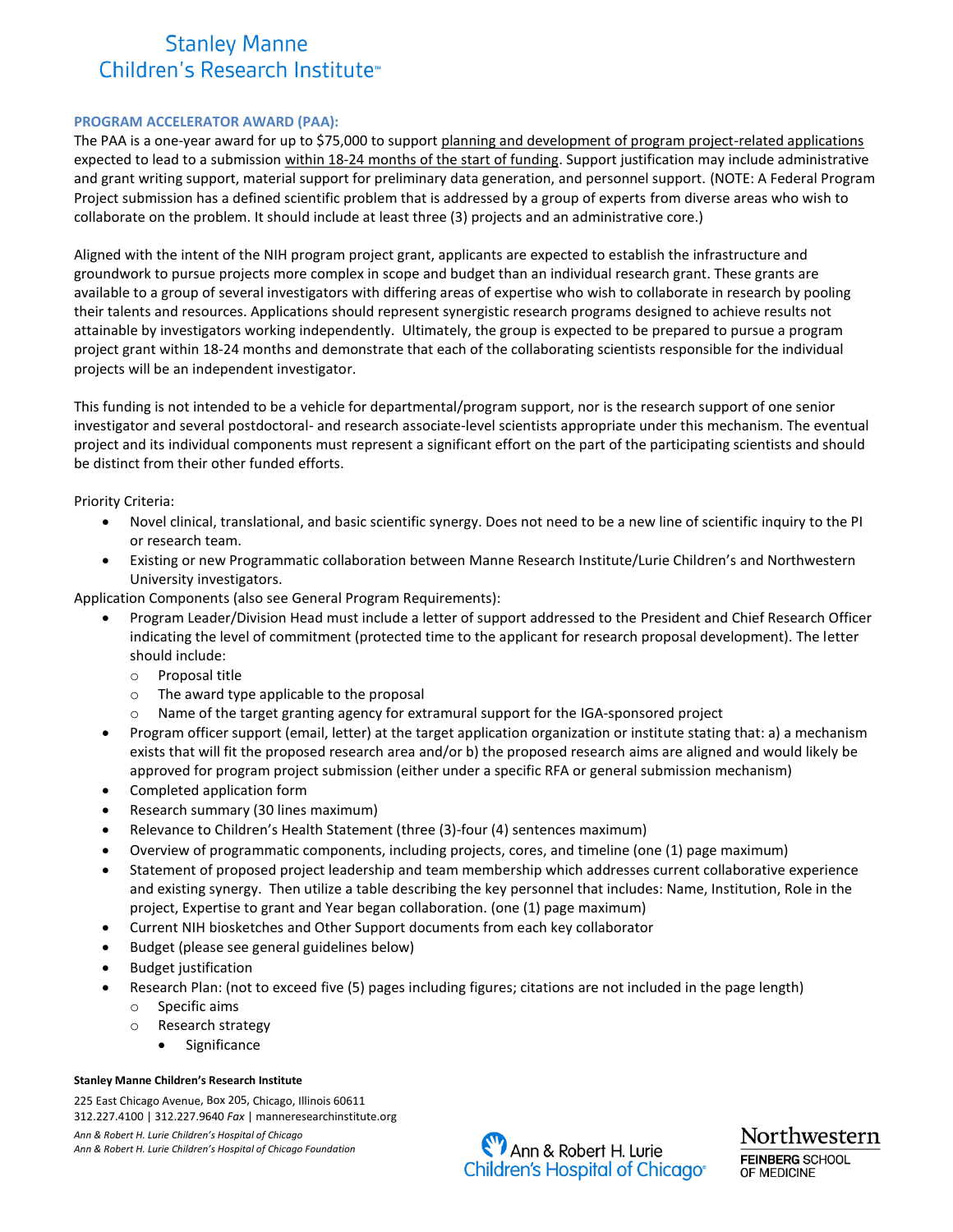**PROGRAM ACCELERATOR AWARD (PAA):**

The PAA is a one-year award for up to $75,000 to support planning and development of program project-related applications expected to lead to a submission within 18-24 months of the start of funding. Support justification may include administrative and grant writing support, material support for preliminary data generation, and personnel support. (NOTE: A Federal Program Project submission has a defined scientific problem that is addressed by a group of experts from diverse areas who wish to collaborate on the problem. It should include at least three (3) projects and an administrative core.)

Aligned with the intent of the NIH program project grant, applicants are expected to establish the infrastructure and groundwork to pursue projects more complex in scope and budget than an individual research grant. These grants are available to a group of several investigators with differing areas of expertise who wish to collaborate in research by pooling their talents and resources. Applications should represent synergistic research programs designed to achieve results not attainable by investigators working independently. Ultimately, the group is expected to be prepared to pursue a program project grant within 18-24 months and demonstrate that each of the collaborating scientists responsible for the individual projects will be an independent investigator.

This funding is not intended to be a vehicle for departmental/program support, nor is the research support of one senior investigator and several postdoctoral- and research associate-level scientists appropriate under this mechanism. The eventual project and its individual components must represent a significant effort on the part of the participating scientists and should be distinct from their other funded efforts.

Priority Criteria:

- Novel clinical, translational, and basic scientific synergy. Does not need to be a new line of scientific inquiry to the PI or research team.
- Existing or new Programmatic collaboration between Manne Research Institute/Lurie Children's and Northwestern University investigators.

Application Components (also see General Program Requirements):

- Program Leader/Division Head must include a letter of support addressed to the President and Chief Research Officer indicating the level of commitment (protected time to the applicant for research proposal development). The letter should include:
  - Proposal title
  - The award type applicable to the proposal
  - Name of the target granting agency for extramural support for the IGA-sponsored project
- Program officer support (email, letter) at the target application organization or institute stating that: a) a mechanism exists that will fit the proposed research area and/or b) the proposed research aims are aligned and would likely be approved for program project submission (either under a specific RFA or general submission mechanism)
- Completed application form
- Research summary (30 lines maximum)
- Relevance to Children's Health Statement (three (3)-four (4) sentences maximum)
- Overview of programmatic components, including projects, cores, and timeline (one (1) page maximum)
- Statement of proposed project leadership and team membership which addresses current collaborative experience and existing synergy. Then utilize a table describing the key personnel that includes: Name, Institution, Role in the project, Expertise to grant and Year began collaboration. (one (1) page maximum)
- Current NIH biosketches and Other Support documents from each key collaborator
- Budget (please see general guidelines below)
- Budget justification
- Research Plan: (not to exceed five (5) pages including figures; citations are not included in the page length)
  - Specific aims
  - Research strategy
    - Significance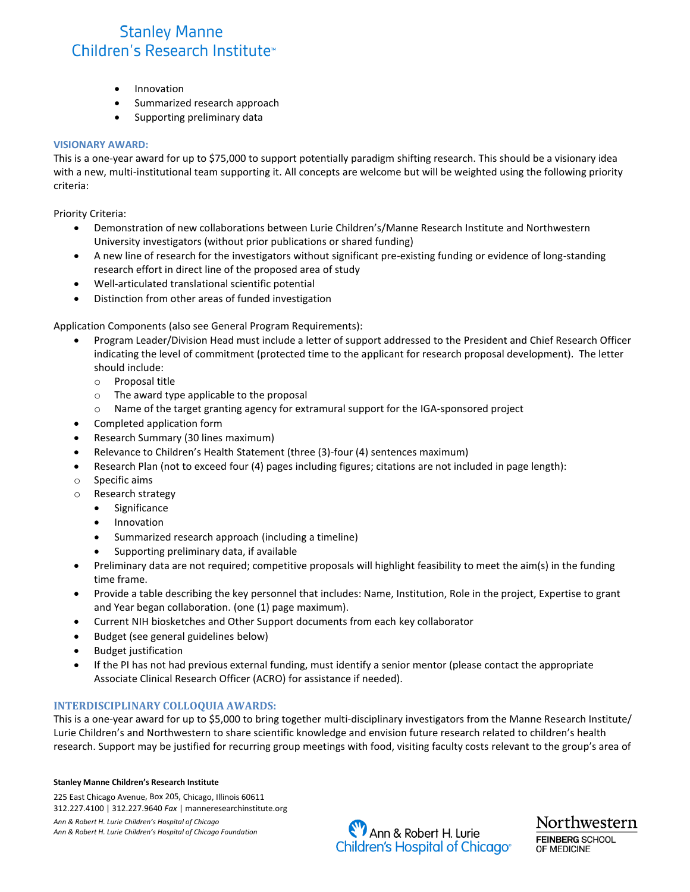- Innovation
- Summarized research approach
- Supporting preliminary data

### VISIONARY AWARD:

This is a one-year award for up to $75,000 to support potentially paradigm shifting research. This should be a visionary idea with a new, multi-institutional team supporting it. All concepts are welcome but will be weighted using the following priority criteria:

Priority Criteria:

- Demonstration of new collaborations between Lurie Children's/Manne Research Institute and Northwestern University investigators (without prior publications or shared funding)
- A new line of research for the investigators without significant pre-existing funding or evidence of long-standing research effort in direct line of the proposed area of study
- Well-articulated translational scientific potential
- Distinction from other areas of funded investigation

Application Components (also see General Program Requirements):

- Program Leader/Division Head must include a letter of support addressed to the President and Chief Research Officer indicating the level of commitment (protected time to the applicant for research proposal development). The letter should include:
  - Proposal title
  - The award type applicable to the proposal
  - Name of the target granting agency for extramural support for the IGA-sponsored project
- Completed application form
- Research Summary (30 lines maximum)
- Relevance to Children's Health Statement (three (3)-four (4) sentences maximum)
- Research Plan (not to exceed four (4) pages including figures; citations are not included in page length):
  - Specific aims
  - Research strategy
    - Significance
    - Innovation
    - Summarized research approach (including a timeline)
    - Supporting preliminary data, if available
- Preliminary data are not required; competitive proposals will highlight feasibility to meet the aim(s) in the funding time frame.
- Provide a table describing the key personnel that includes: Name, Institution, Role in the project, Expertise to grant and Year began collaboration. (one (1) page maximum).
- Current NIH biosketches and Other Support documents from each key collaborator
- Budget (see general guidelines below)
- Budget justification
- If the PI has not had previous external funding, must identify a senior mentor (please contact the appropriate Associate Clinical Research Officer (ACRO) for assistance if needed).

### INTERDISCIPLINARY COLLOQUIA AWARDS:

This is a one-year award for up to $5,000 to bring together multi-disciplinary investigators from the Manne Research Institute/ Lurie Children's and Northwestern to share scientific knowledge and envision future research related to children's health research. Support may be justified for recurring group meetings with food, visiting faculty costs relevant to the group's area of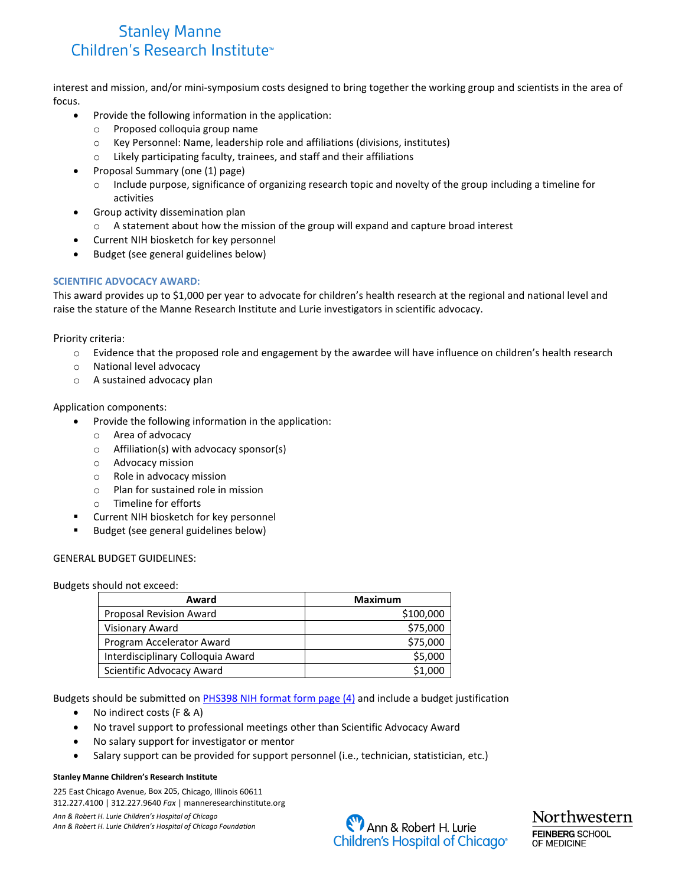interest and mission, and/or mini-symposium costs designed to bring together the working group and scientists in the area of focus.

- Provide the following information in the application:
  - Proposed colloquia group name
  - Key Personnel: Name, leadership role and affiliations (divisions, institutes)
  - Likely participating faculty, trainees, and staff and their affiliations
- Proposal Summary (one (1) page)
  - Include purpose, significance of organizing research topic and novelty of the group including a timeline for activities
- Group activity dissemination plan
  - A statement about how the mission of the group will expand and capture broad interest
- Current NIH biosketch for key personnel
- Budget (see general guidelines below)

### SCIENTIFIC ADVOCACY AWARD:

This award provides up to $1,000 per year to advocate for children's health research at the regional and national level and raise the stature of the Manne Research Institute and Lurie investigators in scientific advocacy.

Priority criteria:

- Evidence that the proposed role and engagement by the awardee will have influence on children's health research
- National level advocacy
- A sustained advocacy plan

Application components:

- Provide the following information in the application:
  - Area of advocacy
  - Affiliation(s) with advocacy sponsor(s)
  - Advocacy mission
  - Role in advocacy mission
  - Plan for sustained role in mission
  - Timeline for efforts
- Current NIH biosketch for key personnel
- Budget (see general guidelines below)

GENERAL BUDGET GUIDELINES:

Budgets should not exceed:

| Award | Maximum |
|---|---:|
| Proposal Revision Award | $100,000 |
| Visionary Award | $75,000 |
| Program Accelerator Award | $75,000 |
| Interdisciplinary Colloquia Award | $5,000 |
| Scientific Advocacy Award | $1,000 |

Budgets should be submitted on PHS398 NIH format form page (4) and include a budget justification

- No indirect costs (F & A)
- No travel support to professional meetings other than Scientific Advocacy Award
- No salary support for investigator or mentor
- Salary support can be provided for support personnel (i.e., technician, statistician, etc.)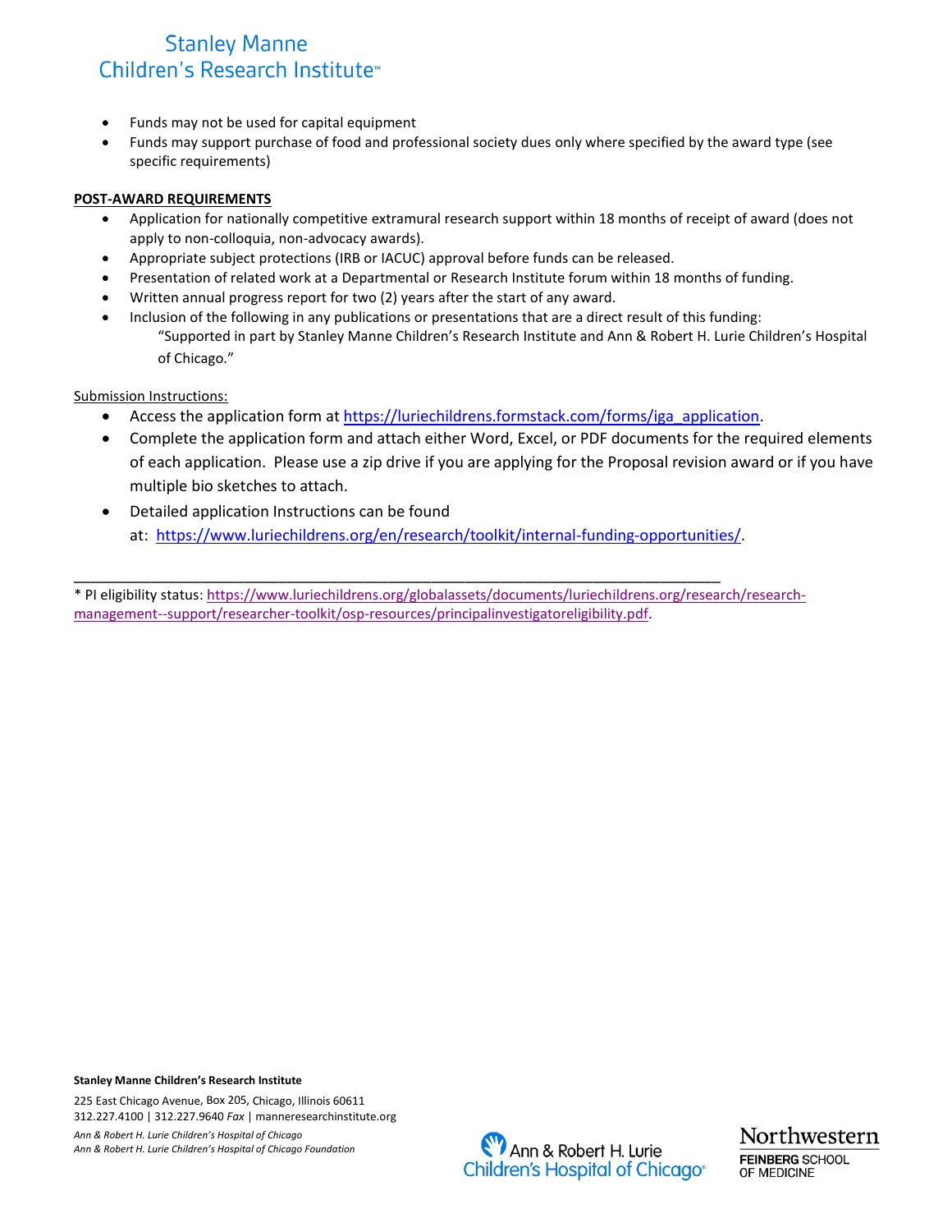- Funds may not be used for capital equipment
- Funds may support purchase of food and professional society dues only where specified by the award type (see specific requirements)

**POST-AWARD REQUIREMENTS**

- Application for nationally competitive extramural research support within 18 months of receipt of award (does not apply to non-colloquia, non-advocacy awards).
- Appropriate subject protections (IRB or IACUC) approval before funds can be released.
- Presentation of related work at a Departmental or Research Institute forum within 18 months of funding.
- Written annual progress report for two (2) years after the start of any award.
- Inclusion of the following in any publications or presentations that are a direct result of this funding:

  "Supported in part by Stanley Manne Children's Research Institute and Ann & Robert H. Lurie Children's Hospital of Chicago."

Submission Instructions:

- Access the application form at https://luriechildrens.formstack.com/forms/iga_application.
- Complete the application form and attach either Word, Excel, or PDF documents for the required elements of each application. Please use a zip drive if you are applying for the Proposal revision award or if you have multiple bio sketches to attach.
- Detailed application Instructions can be found at: https://www.luriechildrens.org/en/research/toolkit/internal-funding-opportunities/.

---

* PI eligibility status: https://www.luriechildrens.org/globalassets/documents/luriechildrens.org/research/research-management--support/researcher-toolkit/osp-resources/principalinvestigatoreligibility.pdf.

**Stanley Manne Children's Research Institute**

225 East Chicago Avenue, Box 205, Chicago, Illinois 60611
312.227.4100 | 312.227.9640 *Fax* | manneresearchinstitute.org

*Ann & Robert H. Lurie Children's Hospital of Chicago*
*Ann & Robert H. Lurie Children's Hospital of Chicago Foundation*